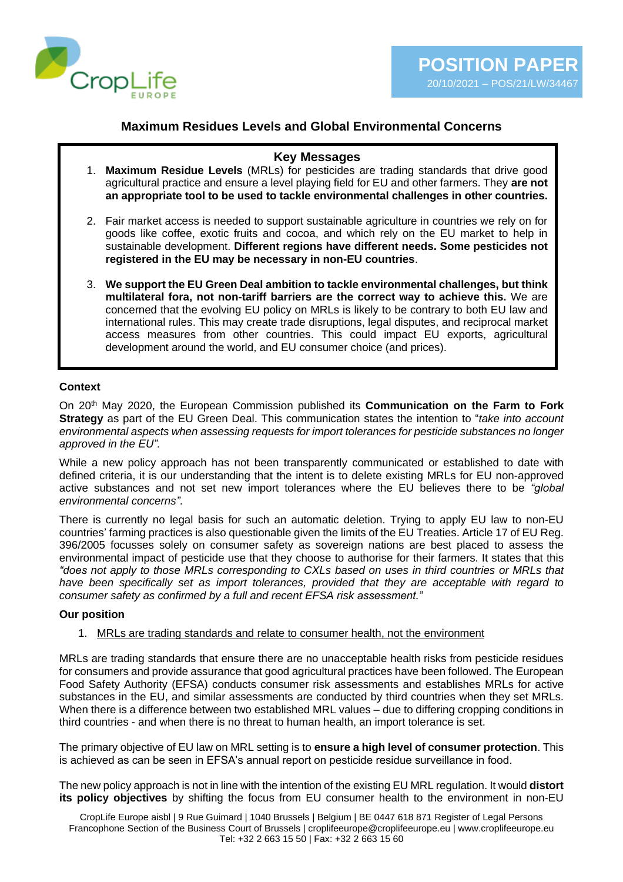POSITION PAPER
20/10/2021 – POS/21/LW/34467

# Maximum Residues Levels and Global Environmental Concerns

## Key Messages

1. **Maximum Residue Levels** (MRLs) for pesticides are trading standards that drive good agricultural practice and ensure a level playing field for EU and other farmers. They **are not an appropriate tool to be used to tackle environmental challenges in other countries.**

2. Fair market access is needed to support sustainable agriculture in countries we rely on for goods like coffee, exotic fruits and cocoa, and which rely on the EU market to help in sustainable development. **Different regions have different needs. Some pesticides not registered in the EU may be necessary in non-EU countries**.

3. **We support the EU Green Deal ambition to tackle environmental challenges, but think multilateral fora, not non-tariff barriers are the correct way to achieve this.** We are concerned that the evolving EU policy on MRLs is likely to be contrary to both EU law and international rules. This may create trade disruptions, legal disputes, and reciprocal market access measures from other countries. This could impact EU exports, agricultural development around the world, and EU consumer choice (and prices).

### Context

On 20th May 2020, the European Commission published its **Communication on the Farm to Fork Strategy** as part of the EU Green Deal. This communication states the intention to "*take into account environmental aspects when assessing requests for import tolerances for pesticide substances no longer approved in the EU".*

While a new policy approach has not been transparently communicated or established to date with defined criteria, it is our understanding that the intent is to delete existing MRLs for EU non-approved active substances and not set new import tolerances where the EU believes there to be *"global environmental concerns".*

There is currently no legal basis for such an automatic deletion. Trying to apply EU law to non-EU countries' farming practices is also questionable given the limits of the EU Treaties. Article 17 of EU Reg. 396/2005 focusses solely on consumer safety as sovereign nations are best placed to assess the environmental impact of pesticide use that they choose to authorise for their farmers. It states that this *"does not apply to those MRLs corresponding to CXLs based on uses in third countries or MRLs that have been specifically set as import tolerances, provided that they are acceptable with regard to consumer safety as confirmed by a full and recent EFSA risk assessment."*

### Our position

1. <u>MRLs are trading standards and relate to consumer health, not the environment</u>

MRLs are trading standards that ensure there are no unacceptable health risks from pesticide residues for consumers and provide assurance that good agricultural practices have been followed. The European Food Safety Authority (EFSA) conducts consumer risk assessments and establishes MRLs for active substances in the EU, and similar assessments are conducted by third countries when they set MRLs. When there is a difference between two established MRL values – due to differing cropping conditions in third countries - and when there is no threat to human health, an import tolerance is set.

The primary objective of EU law on MRL setting is to **ensure a high level of consumer protection**. This is achieved as can be seen in EFSA's annual report on pesticide residue surveillance in food.

The new policy approach is not in line with the intention of the existing EU MRL regulation. It would **distort its policy objectives** by shifting the focus from EU consumer health to the environment in non-EU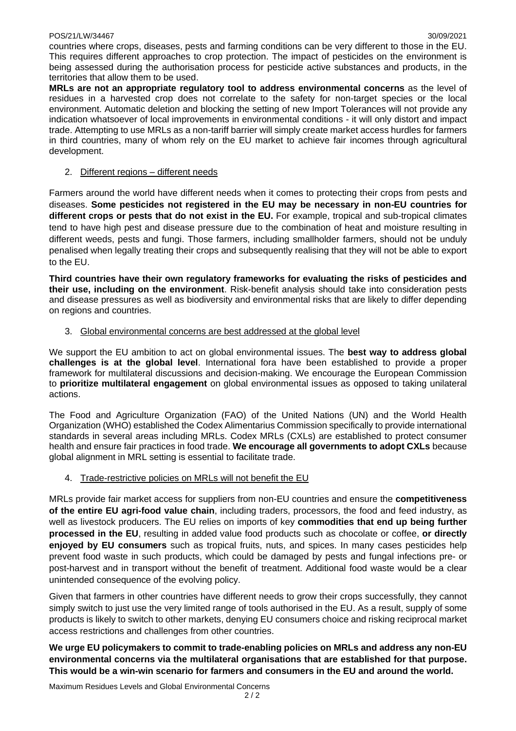countries where crops, diseases, pests and farming conditions can be very different to those in the EU. This requires different approaches to crop protection. The impact of pesticides on the environment is being assessed during the authorisation process for pesticide active substances and products, in the territories that allow them to be used.

**MRLs are not an appropriate regulatory tool to address environmental concerns** as the level of residues in a harvested crop does not correlate to the safety for non-target species or the local environment. Automatic deletion and blocking the setting of new Import Tolerances will not provide any indication whatsoever of local improvements in environmental conditions - it will only distort and impact trade. Attempting to use MRLs as a non-tariff barrier will simply create market access hurdles for farmers in third countries, many of whom rely on the EU market to achieve fair incomes through agricultural development.

2. Different regions – different needs

Farmers around the world have different needs when it comes to protecting their crops from pests and diseases. **Some pesticides not registered in the EU may be necessary in non-EU countries for different crops or pests that do not exist in the EU.** For example, tropical and sub-tropical climates tend to have high pest and disease pressure due to the combination of heat and moisture resulting in different weeds, pests and fungi. Those farmers, including smallholder farmers, should not be unduly penalised when legally treating their crops and subsequently realising that they will not be able to export to the EU.

**Third countries have their own regulatory frameworks for evaluating the risks of pesticides and their use, including on the environment**. Risk-benefit analysis should take into consideration pests and disease pressures as well as biodiversity and environmental risks that are likely to differ depending on regions and countries.

3. Global environmental concerns are best addressed at the global level

We support the EU ambition to act on global environmental issues. The **best way to address global challenges is at the global level**. International fora have been established to provide a proper framework for multilateral discussions and decision-making. We encourage the European Commission to **prioritize multilateral engagement** on global environmental issues as opposed to taking unilateral actions.

The Food and Agriculture Organization (FAO) of the United Nations (UN) and the World Health Organization (WHO) established the Codex Alimentarius Commission specifically to provide international standards in several areas including MRLs. Codex MRLs (CXLs) are established to protect consumer health and ensure fair practices in food trade. **We encourage all governments to adopt CXLs** because global alignment in MRL setting is essential to facilitate trade.

4. Trade-restrictive policies on MRLs will not benefit the EU

MRLs provide fair market access for suppliers from non-EU countries and ensure the **competitiveness of the entire EU agri-food value chain**, including traders, processors, the food and feed industry, as well as livestock producers. The EU relies on imports of key **commodities that end up being further processed in the EU**, resulting in added value food products such as chocolate or coffee, **or directly enjoyed by EU consumers** such as tropical fruits, nuts, and spices. In many cases pesticides help prevent food waste in such products, which could be damaged by pests and fungal infections pre- or post-harvest and in transport without the benefit of treatment. Additional food waste would be a clear unintended consequence of the evolving policy.

Given that farmers in other countries have different needs to grow their crops successfully, they cannot simply switch to just use the very limited range of tools authorised in the EU. As a result, supply of some products is likely to switch to other markets, denying EU consumers choice and risking reciprocal market access restrictions and challenges from other countries.

**We urge EU policymakers to commit to trade-enabling policies on MRLs and address any non-EU environmental concerns via the multilateral organisations that are established for that purpose. This would be a win-win scenario for farmers and consumers in the EU and around the world.**